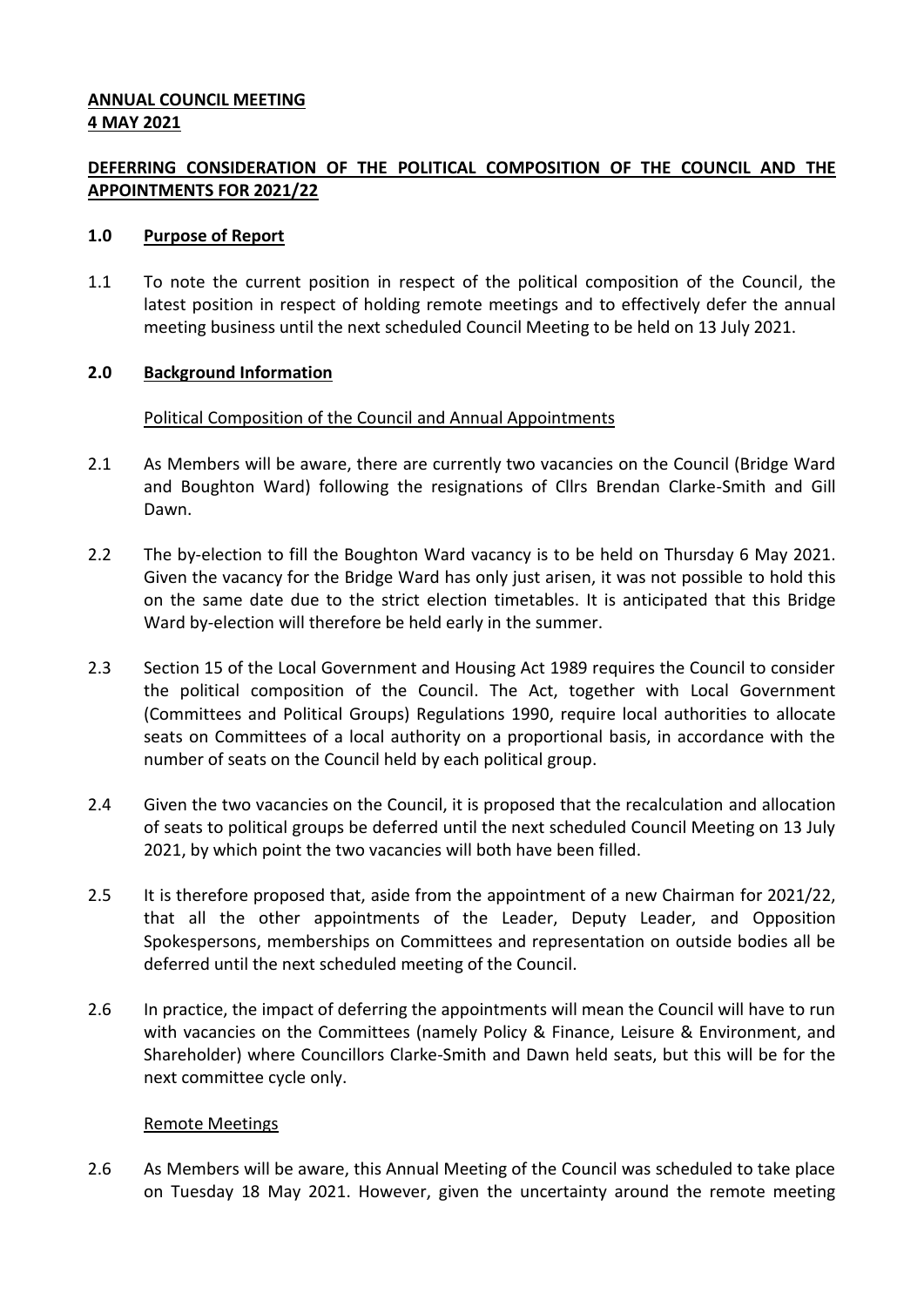**ANNUAL COUNCIL MEETING**
**4 MAY 2021**

## DEFERRING CONSIDERATION OF THE POLITICAL COMPOSITION OF THE COUNCIL AND THE APPOINTMENTS FOR 2021/22

### 1.0 Purpose of Report

1.1 To note the current position in respect of the political composition of the Council, the latest position in respect of holding remote meetings and to effectively defer the annual meeting business until the next scheduled Council Meeting to be held on 13 July 2021.

### 2.0 Background Information

Political Composition of the Council and Annual Appointments

2.1 As Members will be aware, there are currently two vacancies on the Council (Bridge Ward and Boughton Ward) following the resignations of Cllrs Brendan Clarke-Smith and Gill Dawn.

2.2 The by-election to fill the Boughton Ward vacancy is to be held on Thursday 6 May 2021. Given the vacancy for the Bridge Ward has only just arisen, it was not possible to hold this on the same date due to the strict election timetables. It is anticipated that this Bridge Ward by-election will therefore be held early in the summer.

2.3 Section 15 of the Local Government and Housing Act 1989 requires the Council to consider the political composition of the Council. The Act, together with Local Government (Committees and Political Groups) Regulations 1990, require local authorities to allocate seats on Committees of a local authority on a proportional basis, in accordance with the number of seats on the Council held by each political group.

2.4 Given the two vacancies on the Council, it is proposed that the recalculation and allocation of seats to political groups be deferred until the next scheduled Council Meeting on 13 July 2021, by which point the two vacancies will both have been filled.

2.5 It is therefore proposed that, aside from the appointment of a new Chairman for 2021/22, that all the other appointments of the Leader, Deputy Leader, and Opposition Spokespersons, memberships on Committees and representation on outside bodies all be deferred until the next scheduled meeting of the Council.

2.6 In practice, the impact of deferring the appointments will mean the Council will have to run with vacancies on the Committees (namely Policy & Finance, Leisure & Environment, and Shareholder) where Councillors Clarke-Smith and Dawn held seats, but this will be for the next committee cycle only.

Remote Meetings

2.6 As Members will be aware, this Annual Meeting of the Council was scheduled to take place on Tuesday 18 May 2021. However, given the uncertainty around the remote meeting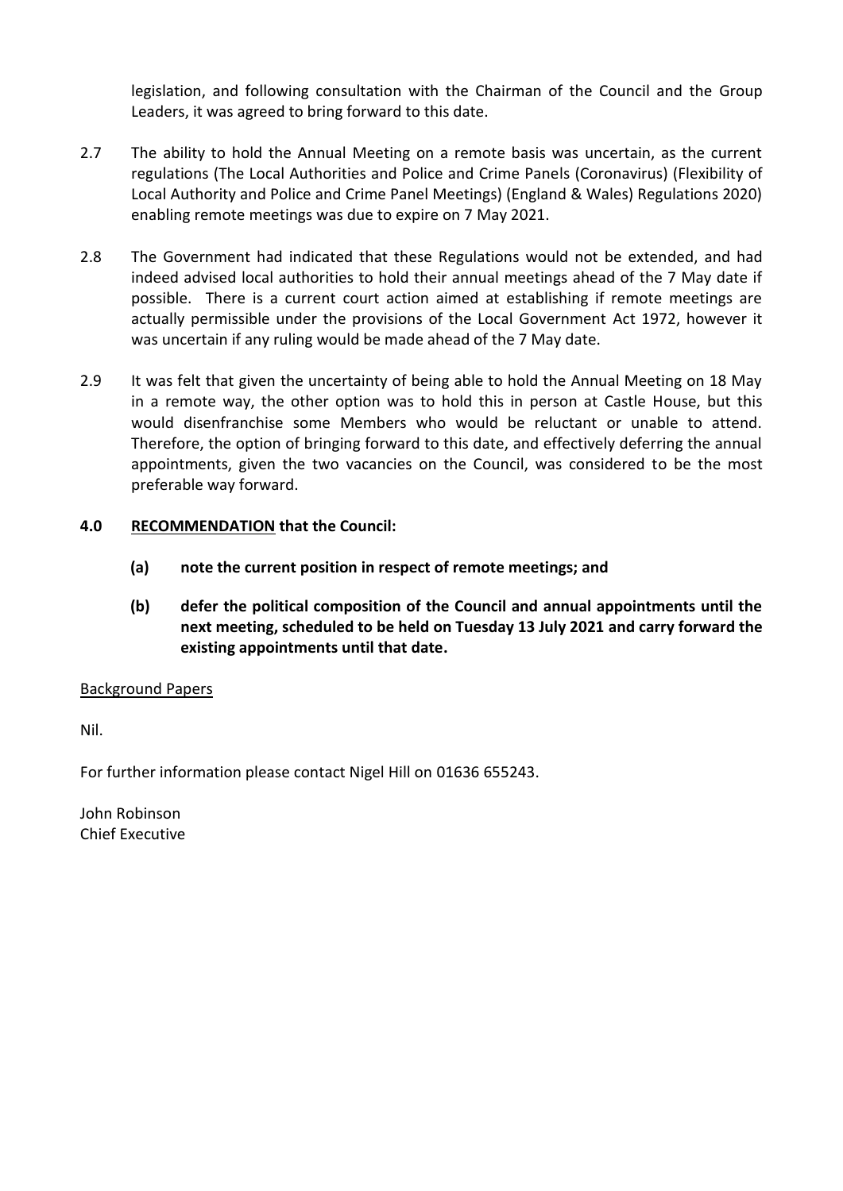legislation, and following consultation with the Chairman of the Council and the Group Leaders, it was agreed to bring forward to this date.

2.7 The ability to hold the Annual Meeting on a remote basis was uncertain, as the current regulations (The Local Authorities and Police and Crime Panels (Coronavirus) (Flexibility of Local Authority and Police and Crime Panel Meetings) (England & Wales) Regulations 2020) enabling remote meetings was due to expire on 7 May 2021.

2.8 The Government had indicated that these Regulations would not be extended, and had indeed advised local authorities to hold their annual meetings ahead of the 7 May date if possible. There is a current court action aimed at establishing if remote meetings are actually permissible under the provisions of the Local Government Act 1972, however it was uncertain if any ruling would be made ahead of the 7 May date.

2.9 It was felt that given the uncertainty of being able to hold the Annual Meeting on 18 May in a remote way, the other option was to hold this in person at Castle House, but this would disenfranchise some Members who would be reluctant or unable to attend. Therefore, the option of bringing forward to this date, and effectively deferring the annual appointments, given the two vacancies on the Council, was considered to be the most preferable way forward.

**4.0 RECOMMENDATION that the Council:**

**(a) note the current position in respect of remote meetings; and**

**(b) defer the political composition of the Council and annual appointments until the next meeting, scheduled to be held on Tuesday 13 July 2021 and carry forward the existing appointments until that date.**

Background Papers

Nil.

For further information please contact Nigel Hill on 01636 655243.

John Robinson
Chief Executive